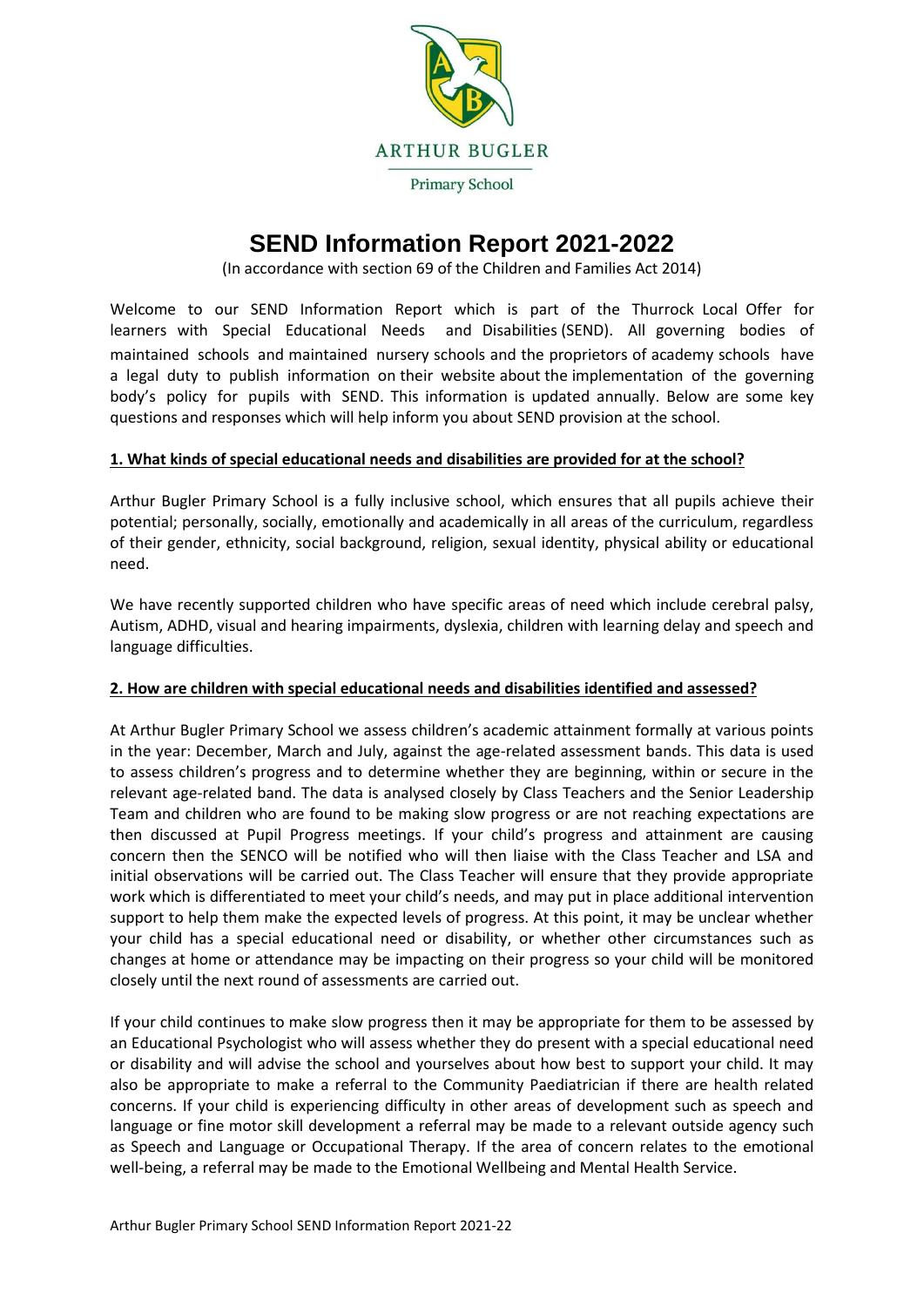ARTHUR BUGLER

Primary School

# SEND Information Report 2021-2022

(In accordance with section 69 of the Children and Families Act 2014)

Welcome to our SEND Information Report which is part of the Thurrock Local Offer for learners with Special Educational Needs and Disabilities (SEND). All governing bodies of maintained schools and maintained nursery schools and the proprietors of academy schools have a legal duty to publish information on their website about the implementation of the governing body's policy for pupils with SEND. This information is updated annually. Below are some key questions and responses which will help inform you about SEND provision at the school.

## 1. What kinds of special educational needs and disabilities are provided for at the school?

Arthur Bugler Primary School is a fully inclusive school, which ensures that all pupils achieve their potential; personally, socially, emotionally and academically in all areas of the curriculum, regardless of their gender, ethnicity, social background, religion, sexual identity, physical ability or educational need.

We have recently supported children who have specific areas of need which include cerebral palsy, Autism, ADHD, visual and hearing impairments, dyslexia, children with learning delay and speech and language difficulties.

## 2. How are children with special educational needs and disabilities identified and assessed?

At Arthur Bugler Primary School we assess children's academic attainment formally at various points in the year: December, March and July, against the age-related assessment bands. This data is used to assess children's progress and to determine whether they are beginning, within or secure in the relevant age-related band. The data is analysed closely by Class Teachers and the Senior Leadership Team and children who are found to be making slow progress or are not reaching expectations are then discussed at Pupil Progress meetings. If your child's progress and attainment are causing concern then the SENCO will be notified who will then liaise with the Class Teacher and LSA and initial observations will be carried out. The Class Teacher will ensure that they provide appropriate work which is differentiated to meet your child's needs, and may put in place additional intervention support to help them make the expected levels of progress. At this point, it may be unclear whether your child has a special educational need or disability, or whether other circumstances such as changes at home or attendance may be impacting on their progress so your child will be monitored closely until the next round of assessments are carried out.

If your child continues to make slow progress then it may be appropriate for them to be assessed by an Educational Psychologist who will assess whether they do present with a special educational need or disability and will advise the school and yourselves about how best to support your child. It may also be appropriate to make a referral to the Community Paediatrician if there are health related concerns. If your child is experiencing difficulty in other areas of development such as speech and language or fine motor skill development a referral may be made to a relevant outside agency such as Speech and Language or Occupational Therapy. If the area of concern relates to the emotional well-being, a referral may be made to the Emotional Wellbeing and Mental Health Service.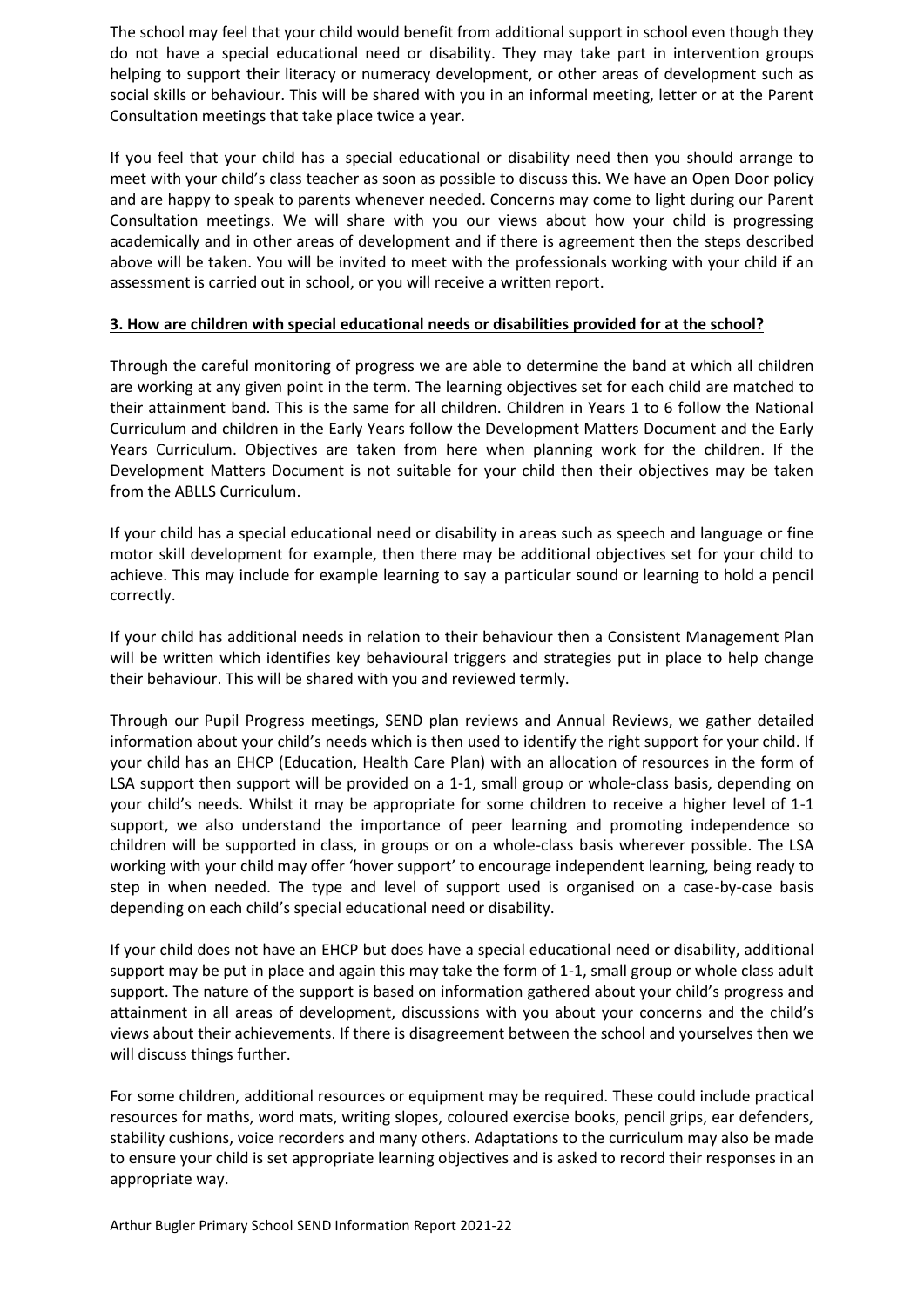The school may feel that your child would benefit from additional support in school even though they do not have a special educational need or disability. They may take part in intervention groups helping to support their literacy or numeracy development, or other areas of development such as social skills or behaviour. This will be shared with you in an informal meeting, letter or at the Parent Consultation meetings that take place twice a year.

If you feel that your child has a special educational or disability need then you should arrange to meet with your child's class teacher as soon as possible to discuss this. We have an Open Door policy and are happy to speak to parents whenever needed. Concerns may come to light during our Parent Consultation meetings. We will share with you our views about how your child is progressing academically and in other areas of development and if there is agreement then the steps described above will be taken. You will be invited to meet with the professionals working with your child if an assessment is carried out in school, or you will receive a written report.

**3. How are children with special educational needs or disabilities provided for at the school?**

Through the careful monitoring of progress we are able to determine the band at which all children are working at any given point in the term. The learning objectives set for each child are matched to their attainment band. This is the same for all children. Children in Years 1 to 6 follow the National Curriculum and children in the Early Years follow the Development Matters Document and the Early Years Curriculum. Objectives are taken from here when planning work for the children. If the Development Matters Document is not suitable for your child then their objectives may be taken from the ABLLS Curriculum.

If your child has a special educational need or disability in areas such as speech and language or fine motor skill development for example, then there may be additional objectives set for your child to achieve. This may include for example learning to say a particular sound or learning to hold a pencil correctly.

If your child has additional needs in relation to their behaviour then a Consistent Management Plan will be written which identifies key behavioural triggers and strategies put in place to help change their behaviour. This will be shared with you and reviewed termly.

Through our Pupil Progress meetings, SEND plan reviews and Annual Reviews, we gather detailed information about your child's needs which is then used to identify the right support for your child. If your child has an EHCP (Education, Health Care Plan) with an allocation of resources in the form of LSA support then support will be provided on a 1-1, small group or whole-class basis, depending on your child's needs. Whilst it may be appropriate for some children to receive a higher level of 1-1 support, we also understand the importance of peer learning and promoting independence so children will be supported in class, in groups or on a whole-class basis wherever possible. The LSA working with your child may offer 'hover support' to encourage independent learning, being ready to step in when needed. The type and level of support used is organised on a case-by-case basis depending on each child's special educational need or disability.

If your child does not have an EHCP but does have a special educational need or disability, additional support may be put in place and again this may take the form of 1-1, small group or whole class adult support. The nature of the support is based on information gathered about your child's progress and attainment in all areas of development, discussions with you about your concerns and the child's views about their achievements. If there is disagreement between the school and yourselves then we will discuss things further.

For some children, additional resources or equipment may be required. These could include practical resources for maths, word mats, writing slopes, coloured exercise books, pencil grips, ear defenders, stability cushions, voice recorders and many others. Adaptations to the curriculum may also be made to ensure your child is set appropriate learning objectives and is asked to record their responses in an appropriate way.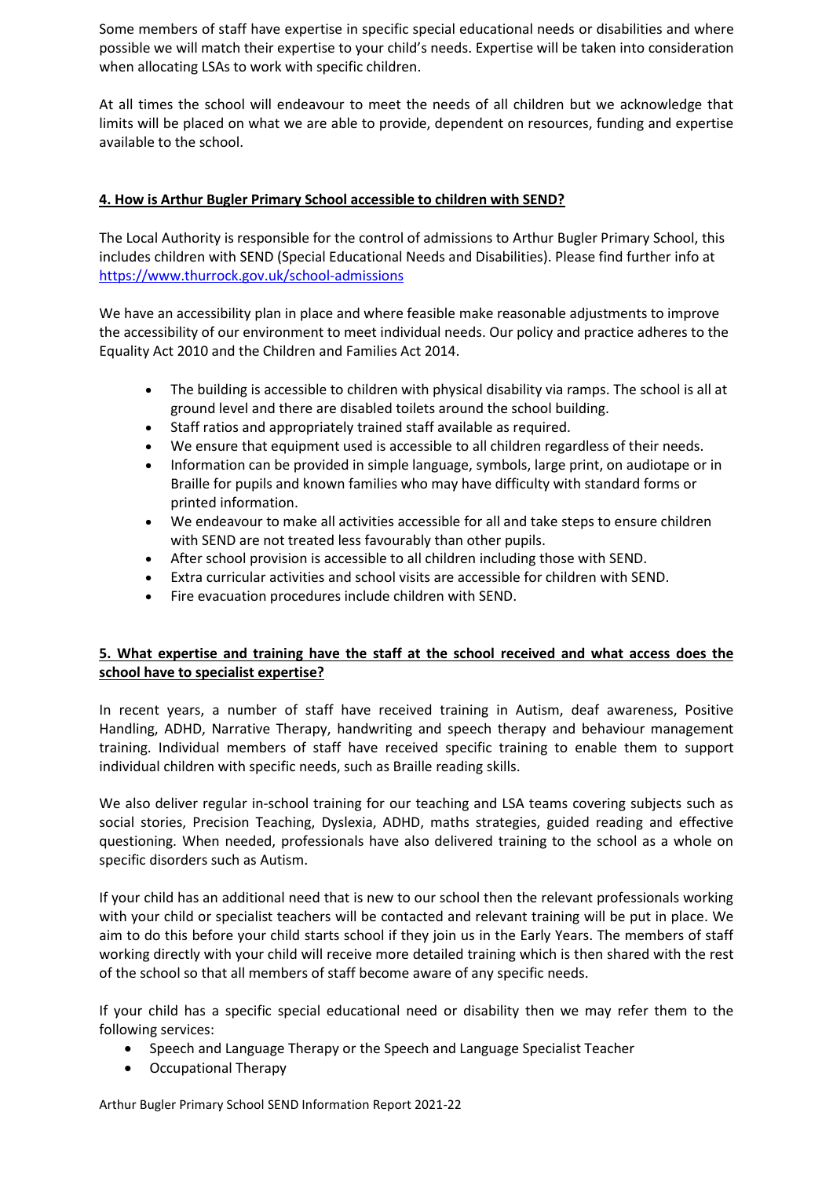Some members of staff have expertise in specific special educational needs or disabilities and where possible we will match their expertise to your child's needs. Expertise will be taken into consideration when allocating LSAs to work with specific children.

At all times the school will endeavour to meet the needs of all children but we acknowledge that limits will be placed on what we are able to provide, dependent on resources, funding and expertise available to the school.

## 4. How is Arthur Bugler Primary School accessible to children with SEND?

The Local Authority is responsible for the control of admissions to Arthur Bugler Primary School, this includes children with SEND (Special Educational Needs and Disabilities). Please find further info at [https://www.thurrock.gov.uk/school-admissions](https://www.thurrock.gov.uk/school-admissions)

We have an accessibility plan in place and where feasible make reasonable adjustments to improve the accessibility of our environment to meet individual needs. Our policy and practice adheres to the Equality Act 2010 and the Children and Families Act 2014.

- The building is accessible to children with physical disability via ramps. The school is all at ground level and there are disabled toilets around the school building.
- Staff ratios and appropriately trained staff available as required.
- We ensure that equipment used is accessible to all children regardless of their needs.
- Information can be provided in simple language, symbols, large print, on audiotape or in Braille for pupils and known families who may have difficulty with standard forms or printed information.
- We endeavour to make all activities accessible for all and take steps to ensure children with SEND are not treated less favourably than other pupils.
- After school provision is accessible to all children including those with SEND.
- Extra curricular activities and school visits are accessible for children with SEND.
- Fire evacuation procedures include children with SEND.

## 5. What expertise and training have the staff at the school received and what access does the school have to specialist expertise?

In recent years, a number of staff have received training in Autism, deaf awareness, Positive Handling, ADHD, Narrative Therapy, handwriting and speech therapy and behaviour management training. Individual members of staff have received specific training to enable them to support individual children with specific needs, such as Braille reading skills.

We also deliver regular in-school training for our teaching and LSA teams covering subjects such as social stories, Precision Teaching, Dyslexia, ADHD, maths strategies, guided reading and effective questioning. When needed, professionals have also delivered training to the school as a whole on specific disorders such as Autism.

If your child has an additional need that is new to our school then the relevant professionals working with your child or specialist teachers will be contacted and relevant training will be put in place. We aim to do this before your child starts school if they join us in the Early Years. The members of staff working directly with your child will receive more detailed training which is then shared with the rest of the school so that all members of staff become aware of any specific needs.

If your child has a specific special educational need or disability then we may refer them to the following services:

- Speech and Language Therapy or the Speech and Language Specialist Teacher
- Occupational Therapy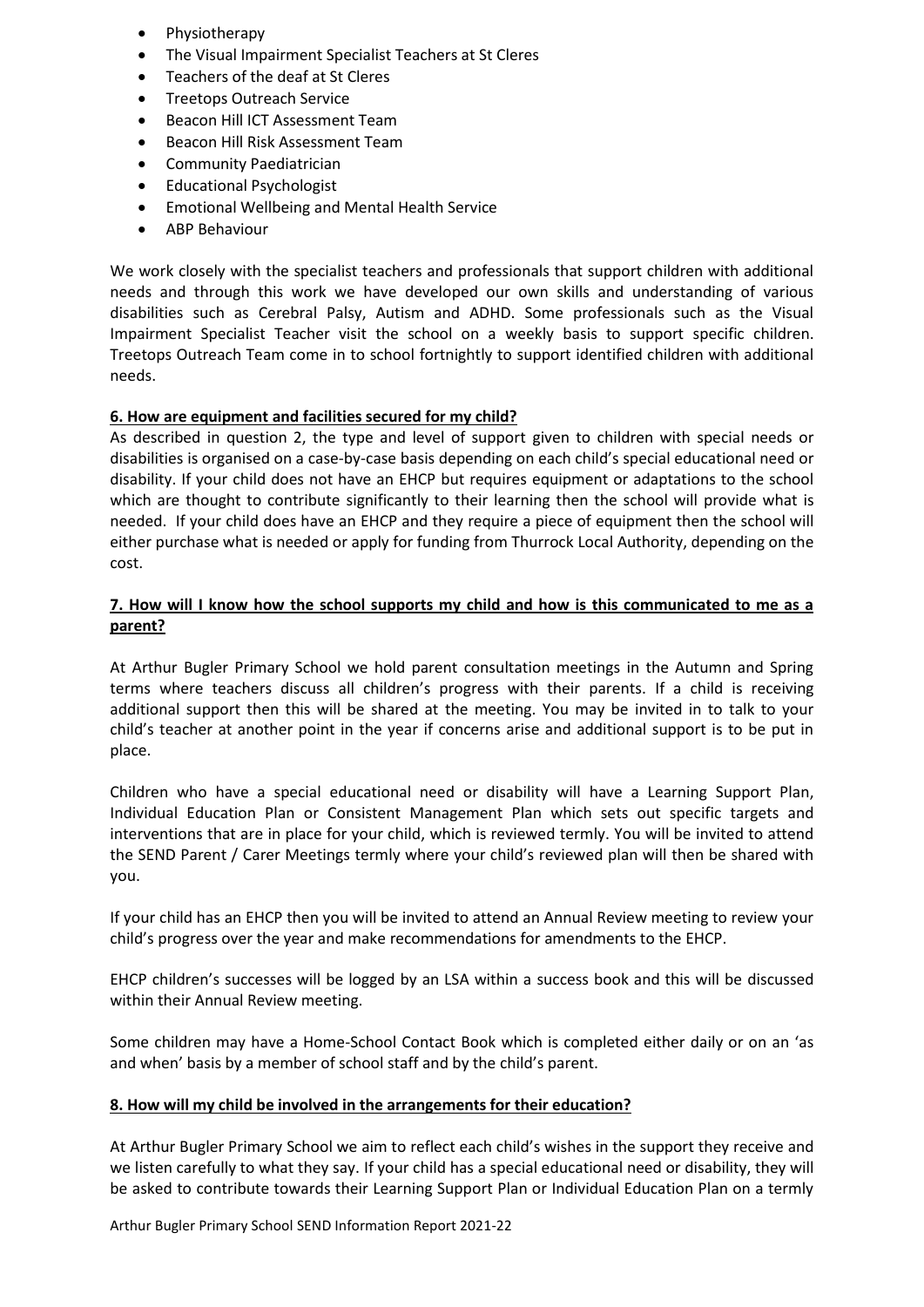- Physiotherapy
- The Visual Impairment Specialist Teachers at St Cleres
- Teachers of the deaf at St Cleres
- Treetops Outreach Service
- Beacon Hill ICT Assessment Team
- Beacon Hill Risk Assessment Team
- Community Paediatrician
- Educational Psychologist
- Emotional Wellbeing and Mental Health Service
- ABP Behaviour

We work closely with the specialist teachers and professionals that support children with additional needs and through this work we have developed our own skills and understanding of various disabilities such as Cerebral Palsy, Autism and ADHD. Some professionals such as the Visual Impairment Specialist Teacher visit the school on a weekly basis to support specific children. Treetops Outreach Team come in to school fortnightly to support identified children with additional needs.

**6. How are equipment and facilities secured for my child?**

As described in question 2, the type and level of support given to children with special needs or disabilities is organised on a case-by-case basis depending on each child's special educational need or disability. If your child does not have an EHCP but requires equipment or adaptations to the school which are thought to contribute significantly to their learning then the school will provide what is needed. If your child does have an EHCP and they require a piece of equipment then the school will either purchase what is needed or apply for funding from Thurrock Local Authority, depending on the cost.

**7. How will I know how the school supports my child and how is this communicated to me as a parent?**

At Arthur Bugler Primary School we hold parent consultation meetings in the Autumn and Spring terms where teachers discuss all children's progress with their parents. If a child is receiving additional support then this will be shared at the meeting. You may be invited in to talk to your child's teacher at another point in the year if concerns arise and additional support is to be put in place.

Children who have a special educational need or disability will have a Learning Support Plan, Individual Education Plan or Consistent Management Plan which sets out specific targets and interventions that are in place for your child, which is reviewed termly. You will be invited to attend the SEND Parent / Carer Meetings termly where your child's reviewed plan will then be shared with you.

If your child has an EHCP then you will be invited to attend an Annual Review meeting to review your child's progress over the year and make recommendations for amendments to the EHCP.

EHCP children's successes will be logged by an LSA within a success book and this will be discussed within their Annual Review meeting.

Some children may have a Home-School Contact Book which is completed either daily or on an 'as and when' basis by a member of school staff and by the child's parent.

**8. How will my child be involved in the arrangements for their education?**

At Arthur Bugler Primary School we aim to reflect each child's wishes in the support they receive and we listen carefully to what they say. If your child has a special educational need or disability, they will be asked to contribute towards their Learning Support Plan or Individual Education Plan on a termly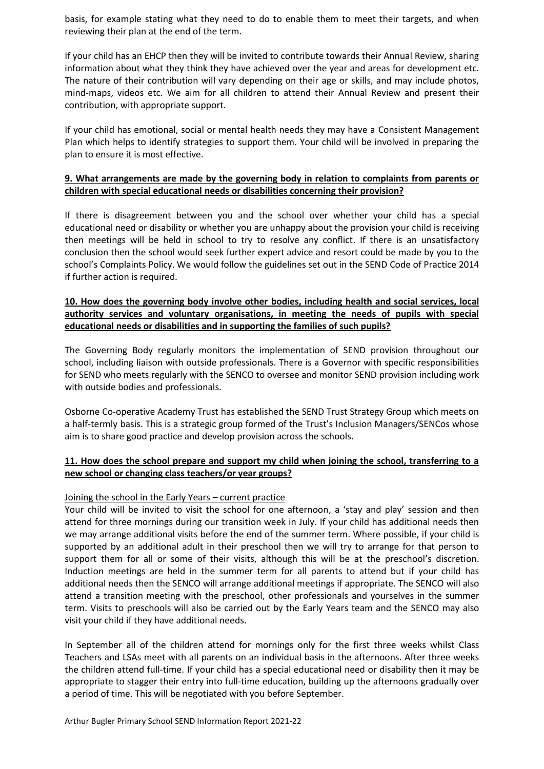basis, for example stating what they need to do to enable them to meet their targets, and when reviewing their plan at the end of the term.

If your child has an EHCP then they will be invited to contribute towards their Annual Review, sharing information about what they think they have achieved over the year and areas for development etc. The nature of their contribution will vary depending on their age or skills, and may include photos, mind-maps, videos etc. We aim for all children to attend their Annual Review and present their contribution, with appropriate support.

If your child has emotional, social or mental health needs they may have a Consistent Management Plan which helps to identify strategies to support them. Your child will be involved in preparing the plan to ensure it is most effective.

## 9. What arrangements are made by the governing body in relation to complaints from parents or children with special educational needs or disabilities concerning their provision?

If there is disagreement between you and the school over whether your child has a special educational need or disability or whether you are unhappy about the provision your child is receiving then meetings will be held in school to try to resolve any conflict. If there is an unsatisfactory conclusion then the school would seek further expert advice and resort could be made by you to the school's Complaints Policy. We would follow the guidelines set out in the SEND Code of Practice 2014 if further action is required.

## 10. How does the governing body involve other bodies, including health and social services, local authority services and voluntary organisations, in meeting the needs of pupils with special educational needs or disabilities and in supporting the families of such pupils?

The Governing Body regularly monitors the implementation of SEND provision throughout our school, including liaison with outside professionals. There is a Governor with specific responsibilities for SEND who meets regularly with the SENCO to oversee and monitor SEND provision including work with outside bodies and professionals.

Osborne Co-operative Academy Trust has established the SEND Trust Strategy Group which meets on a half-termly basis. This is a strategic group formed of the Trust's Inclusion Managers/SENCos whose aim is to share good practice and develop provision across the schools.

## 11. How does the school prepare and support my child when joining the school, transferring to a new school or changing class teachers/or year groups?

Joining the school in the Early Years – current practice

Your child will be invited to visit the school for one afternoon, a 'stay and play' session and then attend for three mornings during our transition week in July. If your child has additional needs then we may arrange additional visits before the end of the summer term. Where possible, if your child is supported by an additional adult in their preschool then we will try to arrange for that person to support them for all or some of their visits, although this will be at the preschool's discretion. Induction meetings are held in the summer term for all parents to attend but if your child has additional needs then the SENCO will arrange additional meetings if appropriate. The SENCO will also attend a transition meeting with the preschool, other professionals and yourselves in the summer term. Visits to preschools will also be carried out by the Early Years team and the SENCO may also visit your child if they have additional needs.

In September all of the children attend for mornings only for the first three weeks whilst Class Teachers and LSAs meet with all parents on an individual basis in the afternoons. After three weeks the children attend full-time. If your child has a special educational need or disability then it may be appropriate to stagger their entry into full-time education, building up the afternoons gradually over a period of time. This will be negotiated with you before September.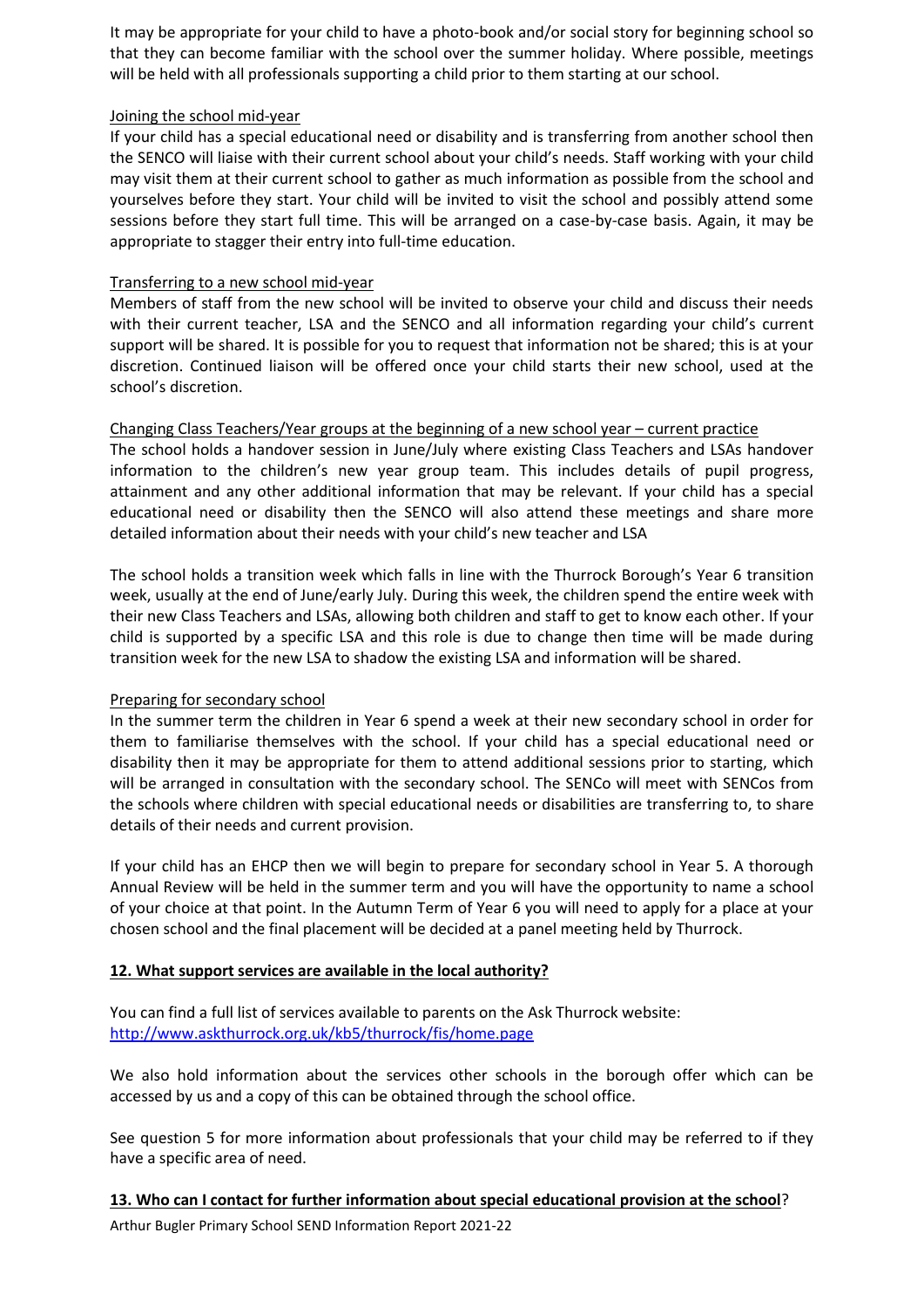It may be appropriate for your child to have a photo-book and/or social story for beginning school so that they can become familiar with the school over the summer holiday. Where possible, meetings will be held with all professionals supporting a child prior to them starting at our school.

Joining the school mid-year

If your child has a special educational need or disability and is transferring from another school then the SENCO will liaise with their current school about your child's needs. Staff working with your child may visit them at their current school to gather as much information as possible from the school and yourselves before they start. Your child will be invited to visit the school and possibly attend some sessions before they start full time. This will be arranged on a case-by-case basis. Again, it may be appropriate to stagger their entry into full-time education.

Transferring to a new school mid-year

Members of staff from the new school will be invited to observe your child and discuss their needs with their current teacher, LSA and the SENCO and all information regarding your child's current support will be shared. It is possible for you to request that information not be shared; this is at your discretion. Continued liaison will be offered once your child starts their new school, used at the school's discretion.

Changing Class Teachers/Year groups at the beginning of a new school year – current practice

The school holds a handover session in June/July where existing Class Teachers and LSAs handover information to the children's new year group team. This includes details of pupil progress, attainment and any other additional information that may be relevant. If your child has a special educational need or disability then the SENCO will also attend these meetings and share more detailed information about their needs with your child's new teacher and LSA

The school holds a transition week which falls in line with the Thurrock Borough's Year 6 transition week, usually at the end of June/early July. During this week, the children spend the entire week with their new Class Teachers and LSAs, allowing both children and staff to get to know each other. If your child is supported by a specific LSA and this role is due to change then time will be made during transition week for the new LSA to shadow the existing LSA and information will be shared.

Preparing for secondary school

In the summer term the children in Year 6 spend a week at their new secondary school in order for them to familiarise themselves with the school. If your child has a special educational need or disability then it may be appropriate for them to attend additional sessions prior to starting, which will be arranged in consultation with the secondary school. The SENCo will meet with SENCos from the schools where children with special educational needs or disabilities are transferring to, to share details of their needs and current provision.

If your child has an EHCP then we will begin to prepare for secondary school in Year 5. A thorough Annual Review will be held in the summer term and you will have the opportunity to name a school of your choice at that point. In the Autumn Term of Year 6 you will need to apply for a place at your chosen school and the final placement will be decided at a panel meeting held by Thurrock.

**12. What support services are available in the local authority?**

You can find a full list of services available to parents on the Ask Thurrock website:
http://www.askthurrock.org.uk/kb5/thurrock/fis/home.page

We also hold information about the services other schools in the borough offer which can be accessed by us and a copy of this can be obtained through the school office.

See question 5 for more information about professionals that your child may be referred to if they have a specific area of need.

**13. Who can I contact for further information about special educational provision at the school?**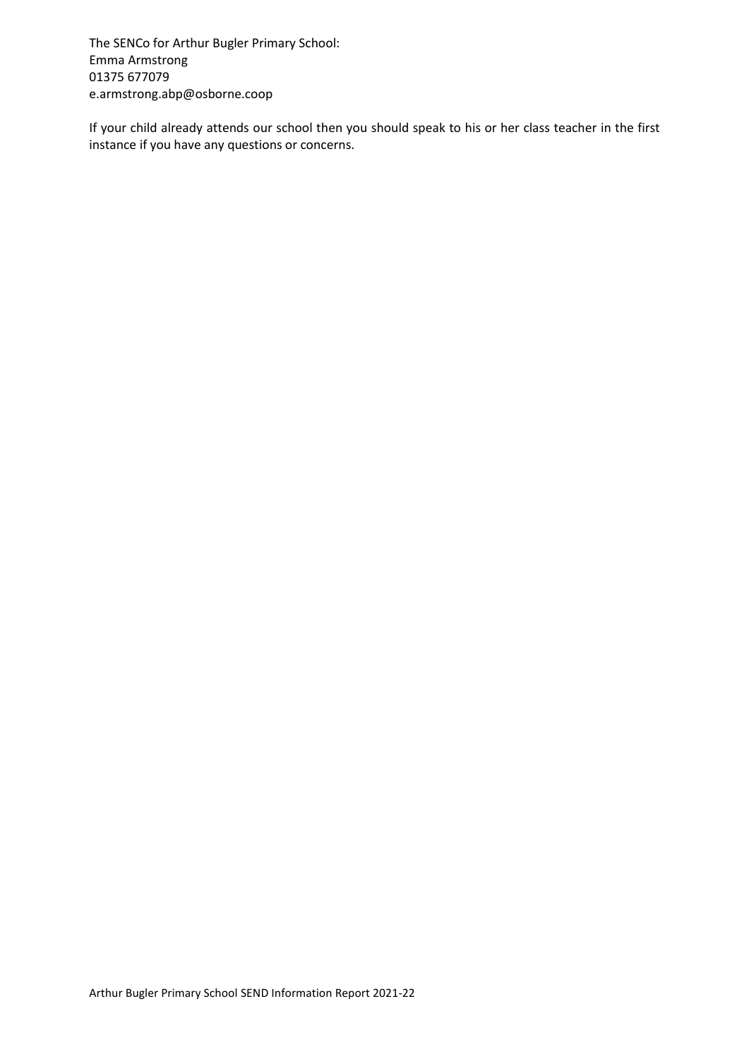The SENCo for Arthur Bugler Primary School:
Emma Armstrong
01375 677079
e.armstrong.abp@osborne.coop

If your child already attends our school then you should speak to his or her class teacher in the first instance if you have any questions or concerns.